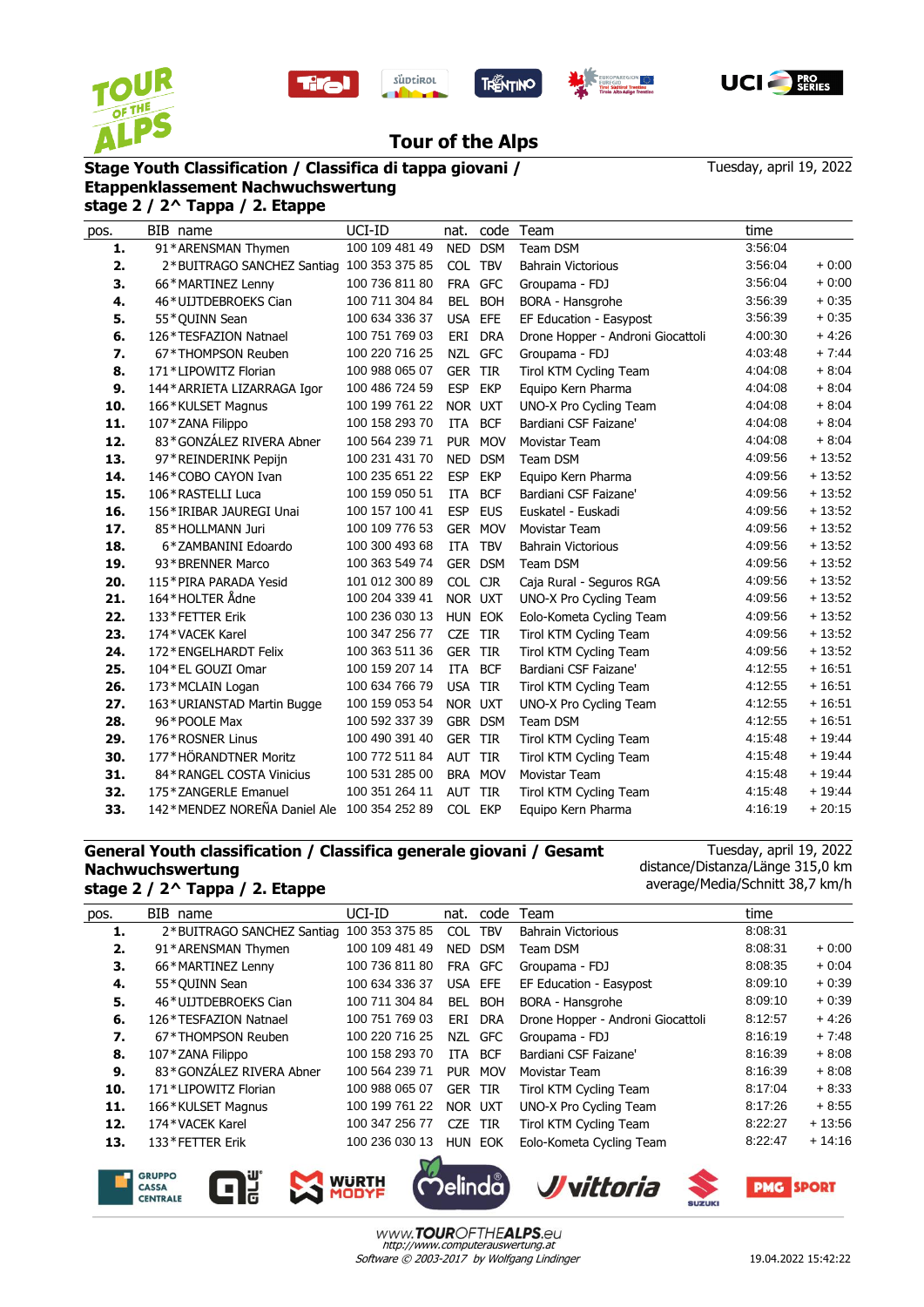# Tour of the Alps

## Stage Youth Classification / Classifica di tappa giovani / Etappenklassement Nachwuchswertung

**stage 2 / 2^ Tappa / 2. Etappe**

Tuesday, april 19, 2022

| pos. | BIB | name | UCI-ID | nat. | code | Team | time | |
|---|---|---|---|---|---|---|---|---|
| 1. | 91 | *ARENSMAN Thymen | 100 109 481 49 | NED | DSM | Team DSM | 3:56:04 | |
| 2. | 2 | *BUITRAGO SANCHEZ Santiag | 100 353 375 85 | COL | TBV | Bahrain Victorious | 3:56:04 | + 0:00 |
| 3. | 66 | *MARTINEZ Lenny | 100 736 811 80 | FRA | GFC | Groupama - FDJ | 3:56:04 | + 0:00 |
| 4. | 46 | *UIJTDEBROEKS Cian | 100 711 304 84 | BEL | BOH | BORA - Hansgrohe | 3:56:39 | + 0:35 |
| 5. | 55 | *QUINN Sean | 100 634 336 37 | USA | EFE | EF Education - Easypost | 3:56:39 | + 0:35 |
| 6. | 126 | *TESFAZION Natnael | 100 751 769 03 | ERI | DRA | Drone Hopper - Androni Giocattoli | 4:00:30 | + 4:26 |
| 7. | 67 | *THOMPSON Reuben | 100 220 716 25 | NZL | GFC | Groupama - FDJ | 4:03:48 | + 7:44 |
| 8. | 171 | *LIPOWITZ Florian | 100 988 065 07 | GER | TIR | Tirol KTM Cycling Team | 4:04:08 | + 8:04 |
| 9. | 144 | *ARRIETA LIZARRAGA Igor | 100 486 724 59 | ESP | EKP | Equipo Kern Pharma | 4:04:08 | + 8:04 |
| 10. | 166 | *KULSET Magnus | 100 199 761 22 | NOR | UXT | UNO-X Pro Cycling Team | 4:04:08 | + 8:04 |
| 11. | 107 | *ZANA Filippo | 100 158 293 70 | ITA | BCF | Bardiani CSF Faizane' | 4:04:08 | + 8:04 |
| 12. | 83 | *GONZÁLEZ RIVERA Abner | 100 564 239 71 | PUR | MOV | Movistar Team | 4:04:08 | + 8:04 |
| 13. | 97 | *REINDERINK Pepijn | 100 231 431 70 | NED | DSM | Team DSM | 4:09:56 | + 13:52 |
| 14. | 146 | *COBO CAYON Ivan | 100 235 651 22 | ESP | EKP | Equipo Kern Pharma | 4:09:56 | + 13:52 |
| 15. | 106 | *RASTELLI Luca | 100 159 050 51 | ITA | BCF | Bardiani CSF Faizane' | 4:09:56 | + 13:52 |
| 16. | 156 | *IRIBAR JAUREGI Unai | 100 157 100 41 | ESP | EUS | Euskatel - Euskadi | 4:09:56 | + 13:52 |
| 17. | 85 | *HOLLMANN Juri | 100 109 776 53 | GER | MOV | Movistar Team | 4:09:56 | + 13:52 |
| 18. | 6 | *ZAMBANINI Edoardo | 100 300 493 68 | ITA | TBV | Bahrain Victorious | 4:09:56 | + 13:52 |
| 19. | 93 | *BRENNER Marco | 100 363 549 74 | GER | DSM | Team DSM | 4:09:56 | + 13:52 |
| 20. | 115 | *PIRA PARADA Yesid | 101 012 300 89 | COL | CJR | Caja Rural - Seguros RGA | 4:09:56 | + 13:52 |
| 21. | 164 | *HOLTER Ådne | 100 204 339 41 | NOR | UXT | UNO-X Pro Cycling Team | 4:09:56 | + 13:52 |
| 22. | 133 | *FETTER Erik | 100 236 030 13 | HUN | EOK | Eolo-Kometa Cycling Team | 4:09:56 | + 13:52 |
| 23. | 174 | *VACEK Karel | 100 347 256 77 | CZE | TIR | Tirol KTM Cycling Team | 4:09:56 | + 13:52 |
| 24. | 172 | *ENGELHARDT Felix | 100 363 511 36 | GER | TIR | Tirol KTM Cycling Team | 4:09:56 | + 13:52 |
| 25. | 104 | *EL GOUZI Omar | 100 159 207 14 | ITA | BCF | Bardiani CSF Faizane' | 4:12:55 | + 16:51 |
| 26. | 173 | *MCLAIN Logan | 100 634 766 79 | USA | TIR | Tirol KTM Cycling Team | 4:12:55 | + 16:51 |
| 27. | 163 | *URIANSTAD Martin Bugge | 100 159 053 54 | NOR | UXT | UNO-X Pro Cycling Team | 4:12:55 | + 16:51 |
| 28. | 96 | *POOLE Max | 100 592 337 39 | GBR | DSM | Team DSM | 4:12:55 | + 16:51 |
| 29. | 176 | *ROSNER Linus | 100 490 391 40 | GER | TIR | Tirol KTM Cycling Team | 4:15:48 | + 19:44 |
| 30. | 177 | *HÖRANDTNER Moritz | 100 772 511 84 | AUT | TIR | Tirol KTM Cycling Team | 4:15:48 | + 19:44 |
| 31. | 84 | *RANGEL COSTA Vinicius | 100 531 285 00 | BRA | MOV | Movistar Team | 4:15:48 | + 19:44 |
| 32. | 175 | *ZANGERLE Emanuel | 100 351 264 11 | AUT | TIR | Tirol KTM Cycling Team | 4:15:48 | + 19:44 |
| 33. | 142 | *MENDEZ NOREÑA Daniel Ale | 100 354 252 89 | COL | EKP | Equipo Kern Pharma | 4:16:19 | + 20:15 |

## General Youth classification / Classifica generale giovani / Gesamt Nachwuchswertung

**stage 2 / 2^ Tappa / 2. Etappe**

Tuesday, april 19, 2022
distance/Distanza/Länge 315,0 km
average/Media/Schnitt 38,7 km/h

| pos. | BIB | name | UCI-ID | nat. | code | Team | time | |
|---|---|---|---|---|---|---|---|---|
| 1. | 2 | *BUITRAGO SANCHEZ Santiag | 100 353 375 85 | COL | TBV | Bahrain Victorious | 8:08:31 | |
| 2. | 91 | *ARENSMAN Thymen | 100 109 481 49 | NED | DSM | Team DSM | 8:08:31 | + 0:00 |
| 3. | 66 | *MARTINEZ Lenny | 100 736 811 80 | FRA | GFC | Groupama - FDJ | 8:08:35 | + 0:04 |
| 4. | 55 | *QUINN Sean | 100 634 336 37 | USA | EFE | EF Education - Easypost | 8:09:10 | + 0:39 |
| 5. | 46 | *UIJTDEBROEKS Cian | 100 711 304 84 | BEL | BOH | BORA - Hansgrohe | 8:09:10 | + 0:39 |
| 6. | 126 | *TESFAZION Natnael | 100 751 769 03 | ERI | DRA | Drone Hopper - Androni Giocattoli | 8:12:57 | + 4:26 |
| 7. | 67 | *THOMPSON Reuben | 100 220 716 25 | NZL | GFC | Groupama - FDJ | 8:16:19 | + 7:48 |
| 8. | 107 | *ZANA Filippo | 100 158 293 70 | ITA | BCF | Bardiani CSF Faizane' | 8:16:39 | + 8:08 |
| 9. | 83 | *GONZÁLEZ RIVERA Abner | 100 564 239 71 | PUR | MOV | Movistar Team | 8:16:39 | + 8:08 |
| 10. | 171 | *LIPOWITZ Florian | 100 988 065 07 | GER | TIR | Tirol KTM Cycling Team | 8:17:04 | + 8:33 |
| 11. | 166 | *KULSET Magnus | 100 199 761 22 | NOR | UXT | UNO-X Pro Cycling Team | 8:17:26 | + 8:55 |
| 12. | 174 | *VACEK Karel | 100 347 256 77 | CZE | TIR | Tirol KTM Cycling Team | 8:22:27 | + 13:56 |
| 13. | 133 | *FETTER Erik | 100 236 030 13 | HUN | EOK | Eolo-Kometa Cycling Team | 8:22:47 | + 14:16 |

www.TOUROFTHEALPS.eu
http://www.computerauswertung.at
Software © 2003-2017 by Wolfgang Lindinger

19.04.2022 15:42:22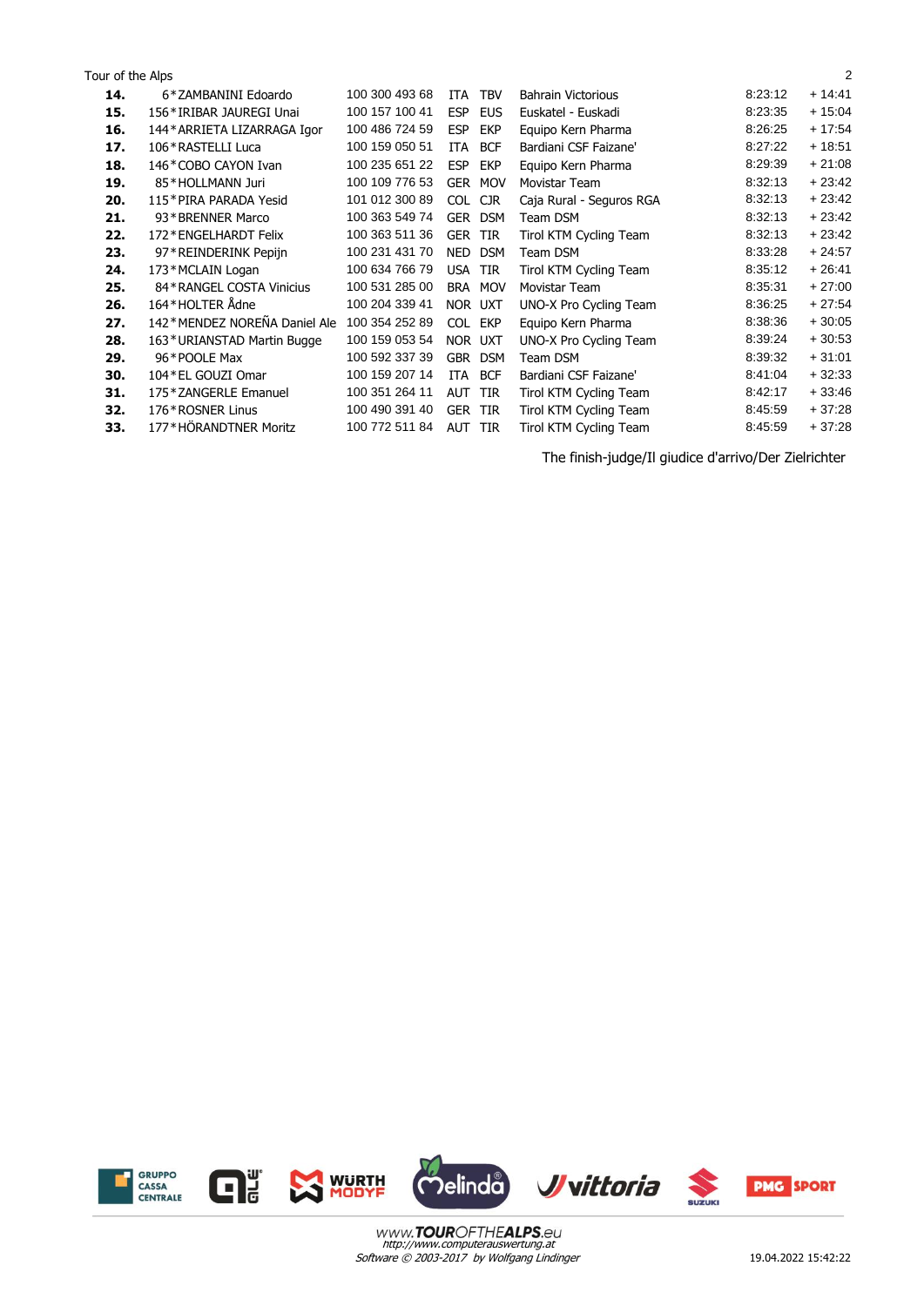| | | | | | | | |
|---|---|---|---|---|---|---|---|
| **14.** | 6*ZAMBANINI Edoardo | 100 300 493 68 | ITA | TBV | Bahrain Victorious | 8:23:12 | + 14:41 |
| **15.** | 156*IRIBAR JAUREGI Unai | 100 157 100 41 | ESP | EUS | Euskatel - Euskadi | 8:23:35 | + 15:04 |
| **16.** | 144*ARRIETA LIZARRAGA Igor | 100 486 724 59 | ESP | EKP | Equipo Kern Pharma | 8:26:25 | + 17:54 |
| **17.** | 106*RASTELLI Luca | 100 159 050 51 | ITA | BCF | Bardiani CSF Faizane' | 8:27:22 | + 18:51 |
| **18.** | 146*COBO CAYON Ivan | 100 235 651 22 | ESP | EKP | Equipo Kern Pharma | 8:29:39 | + 21:08 |
| **19.** | 85*HOLLMANN Juri | 100 109 776 53 | GER | MOV | Movistar Team | 8:32:13 | + 23:42 |
| **20.** | 115*PIRA PARADA Yesid | 101 012 300 89 | COL | CJR | Caja Rural - Seguros RGA | 8:32:13 | + 23:42 |
| **21.** | 93*BRENNER Marco | 100 363 549 74 | GER | DSM | Team DSM | 8:32:13 | + 23:42 |
| **22.** | 172*ENGELHARDT Felix | 100 363 511 36 | GER | TIR | Tirol KTM Cycling Team | 8:32:13 | + 23:42 |
| **23.** | 97*REINDERINK Pepijn | 100 231 431 70 | NED | DSM | Team DSM | 8:33:28 | + 24:57 |
| **24.** | 173*MCLAIN Logan | 100 634 766 79 | USA | TIR | Tirol KTM Cycling Team | 8:35:12 | + 26:41 |
| **25.** | 84*RANGEL COSTA Vinicius | 100 531 285 00 | BRA | MOV | Movistar Team | 8:35:31 | + 27:00 |
| **26.** | 164*HOLTER Ådne | 100 204 339 41 | NOR | UXT | UNO-X Pro Cycling Team | 8:36:25 | + 27:54 |
| **27.** | 142*MENDEZ NOREÑA Daniel Ale | 100 354 252 89 | COL | EKP | Equipo Kern Pharma | 8:38:36 | + 30:05 |
| **28.** | 163*URIANSTAD Martin Bugge | 100 159 053 54 | NOR | UXT | UNO-X Pro Cycling Team | 8:39:24 | + 30:53 |
| **29.** | 96*POOLE Max | 100 592 337 39 | GBR | DSM | Team DSM | 8:39:32 | + 31:01 |
| **30.** | 104*EL GOUZI Omar | 100 159 207 14 | ITA | BCF | Bardiani CSF Faizane' | 8:41:04 | + 32:33 |
| **31.** | 175*ZANGERLE Emanuel | 100 351 264 11 | AUT | TIR | Tirol KTM Cycling Team | 8:42:17 | + 33:46 |
| **32.** | 176*ROSNER Linus | 100 490 391 40 | GER | TIR | Tirol KTM Cycling Team | 8:45:59 | + 37:28 |
| **33.** | 177*HÖRANDTNER Moritz | 100 772 511 84 | AUT | TIR | Tirol KTM Cycling Team | 8:45:59 | + 37:28 |

The finish-judge/Il giudice d'arrivo/Der Zielrichter

www.TOUROFTHEALPS.eu
http://www.computerauswertung.at
Software © 2003-2017 by Wolfgang Lindinger

19.04.2022 15:42:22